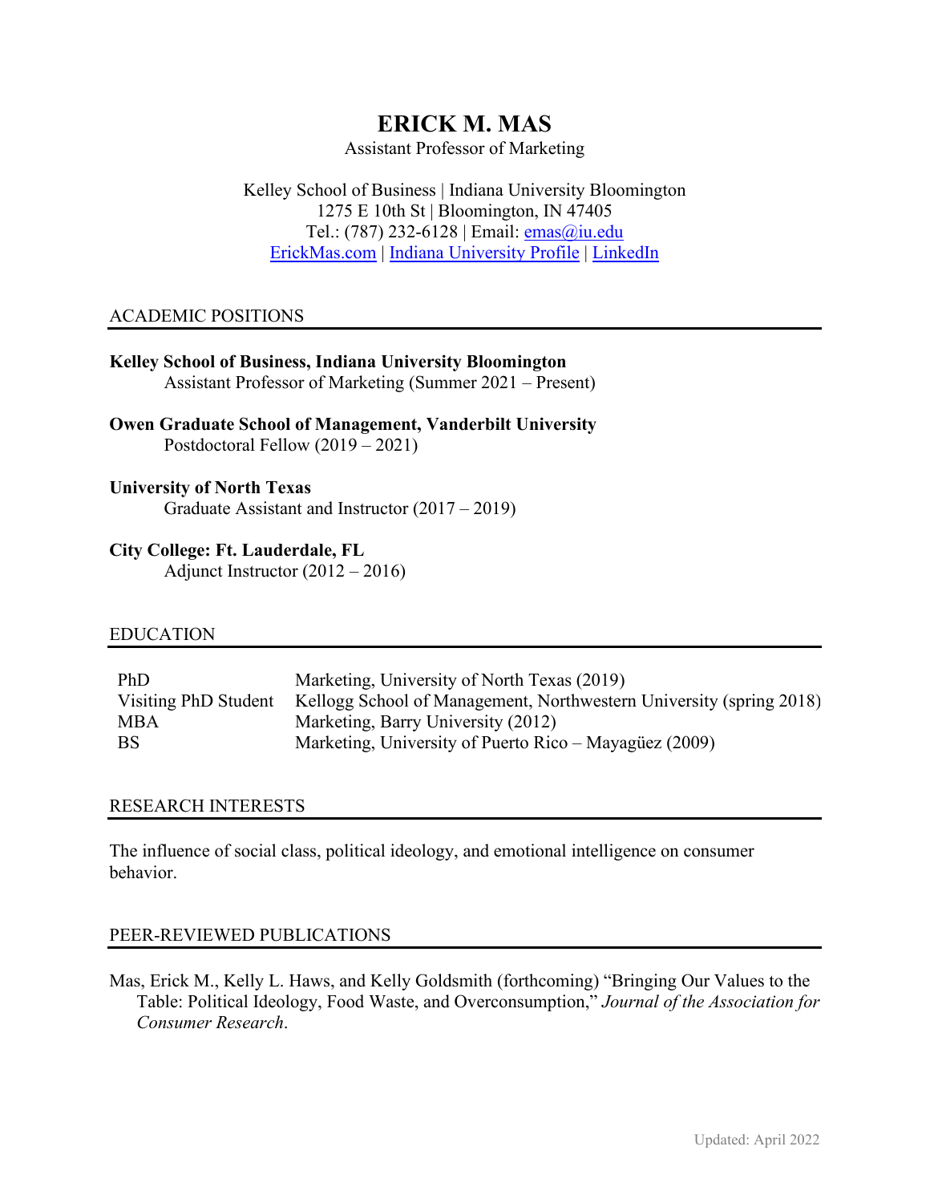# ERICK M. MAS

Assistant Professor of Marketing

Kelley School of Business | Indiana University Bloomington
1275 E 10th St | Bloomington, IN 47405
Tel.: (787) 232-6128 | Email: emas@iu.edu
ErickMas.com | Indiana University Profile | LinkedIn

## ACADEMIC POSITIONS

**Kelley School of Business, Indiana University Bloomington**
Assistant Professor of Marketing (Summer 2021 – Present)

**Owen Graduate School of Management, Vanderbilt University**
Postdoctoral Fellow (2019 – 2021)

**University of North Texas**
Graduate Assistant and Instructor (2017 – 2019)

**City College: Ft. Lauderdale, FL**
Adjunct Instructor (2012 – 2016)

## EDUCATION

| | |
|---|---|
| PhD | Marketing, University of North Texas (2019) |
| Visiting PhD Student | Kellogg School of Management, Northwestern University (spring 2018) |
| MBA | Marketing, Barry University (2012) |
| BS | Marketing, University of Puerto Rico – Mayagüez (2009) |

## RESEARCH INTERESTS

The influence of social class, political ideology, and emotional intelligence on consumer behavior.

## PEER-REVIEWED PUBLICATIONS

Mas, Erick M., Kelly L. Haws, and Kelly Goldsmith (forthcoming) "Bringing Our Values to the Table: Political Ideology, Food Waste, and Overconsumption," *Journal of the Association for Consumer Research*.

Updated: April 2022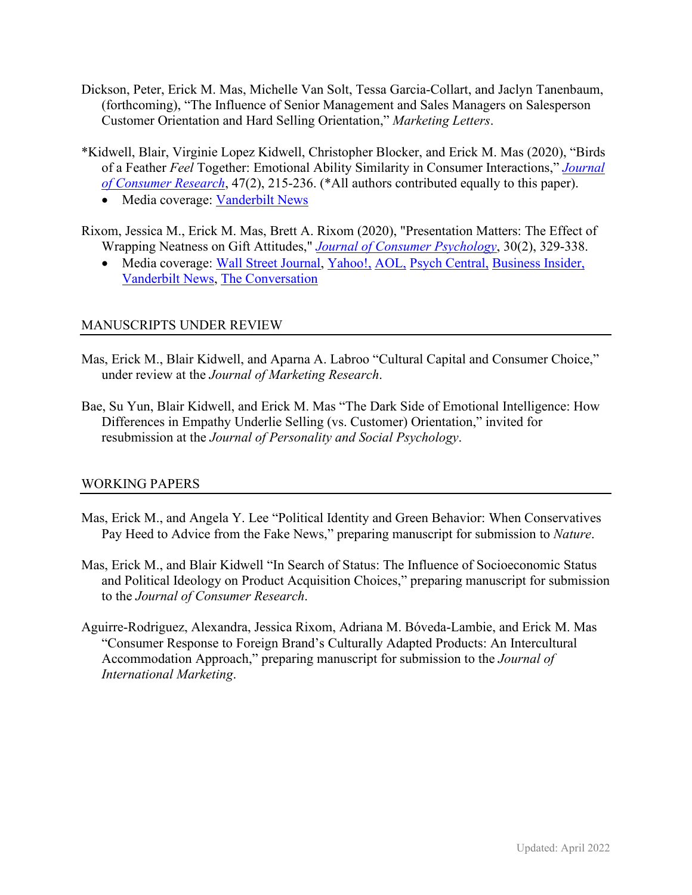Dickson, Peter, Erick M. Mas, Michelle Van Solt, Tessa Garcia-Collart, and Jaclyn Tanenbaum, (forthcoming), "The Influence of Senior Management and Sales Managers on Salesperson Customer Orientation and Hard Selling Orientation," *Marketing Letters*.

*Kidwell, Blair, Virginie Lopez Kidwell, Christopher Blocker, and Erick M. Mas (2020), "Birds of a Feather *Feel* Together: Emotional Ability Similarity in Consumer Interactions," *Journal of Consumer Research*, 47(2), 215-236. (*All authors contributed equally to this paper).

- Media coverage: Vanderbilt News

Rixom, Jessica M., Erick M. Mas, Brett A. Rixom (2020), "Presentation Matters: The Effect of Wrapping Neatness on Gift Attitudes," *Journal of Consumer Psychology*, 30(2), 329-338.

- Media coverage: Wall Street Journal, Yahoo!, AOL, Psych Central, Business Insider, Vanderbilt News, The Conversation

## MANUSCRIPTS UNDER REVIEW

Mas, Erick M., Blair Kidwell, and Aparna A. Labroo "Cultural Capital and Consumer Choice," under review at the *Journal of Marketing Research*.

Bae, Su Yun, Blair Kidwell, and Erick M. Mas "The Dark Side of Emotional Intelligence: How Differences in Empathy Underlie Selling (vs. Customer) Orientation," invited for resubmission at the *Journal of Personality and Social Psychology*.

## WORKING PAPERS

Mas, Erick M., and Angela Y. Lee "Political Identity and Green Behavior: When Conservatives Pay Heed to Advice from the Fake News," preparing manuscript for submission to *Nature*.

Mas, Erick M., and Blair Kidwell "In Search of Status: The Influence of Socioeconomic Status and Political Ideology on Product Acquisition Choices," preparing manuscript for submission to the *Journal of Consumer Research*.

Aguirre-Rodriguez, Alexandra, Jessica Rixom, Adriana M. Bóveda-Lambie, and Erick M. Mas "Consumer Response to Foreign Brand's Culturally Adapted Products: An Intercultural Accommodation Approach," preparing manuscript for submission to the *Journal of International Marketing*.

Updated: April 2022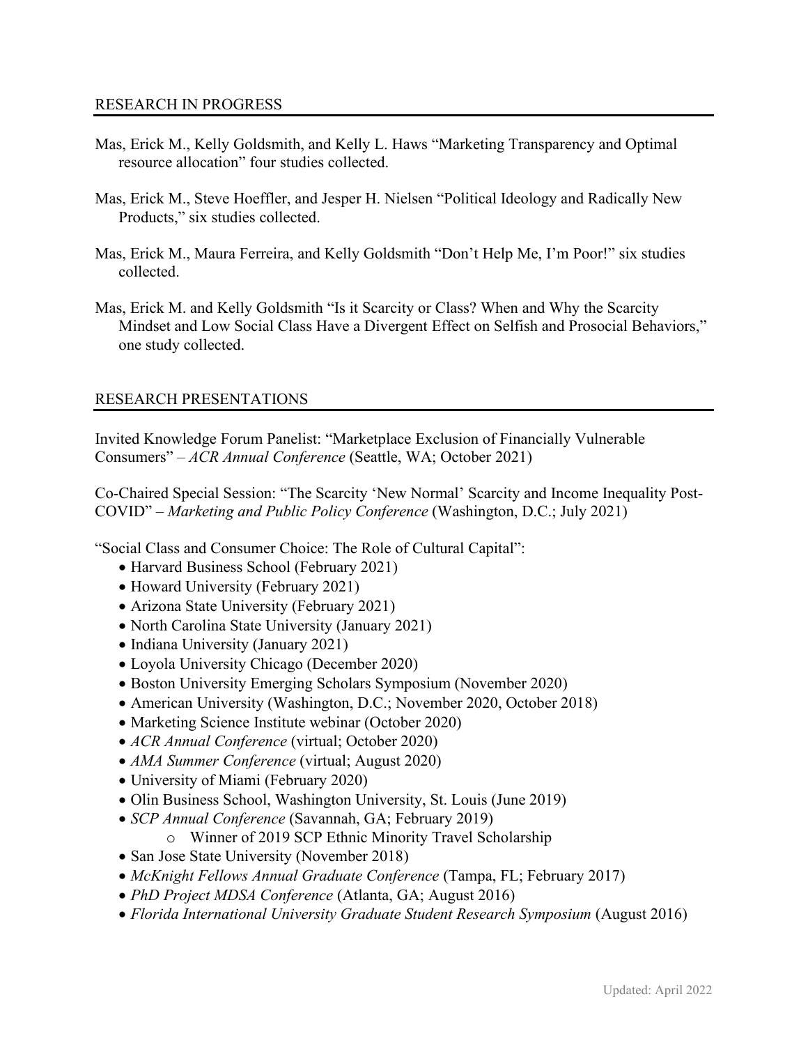## RESEARCH IN PROGRESS

Mas, Erick M., Kelly Goldsmith, and Kelly L. Haws "Marketing Transparency and Optimal resource allocation" four studies collected.

Mas, Erick M., Steve Hoeffler, and Jesper H. Nielsen "Political Ideology and Radically New Products," six studies collected.

Mas, Erick M., Maura Ferreira, and Kelly Goldsmith "Don't Help Me, I'm Poor!" six studies collected.

Mas, Erick M. and Kelly Goldsmith "Is it Scarcity or Class? When and Why the Scarcity Mindset and Low Social Class Have a Divergent Effect on Selfish and Prosocial Behaviors," one study collected.

## RESEARCH PRESENTATIONS

Invited Knowledge Forum Panelist: "Marketplace Exclusion of Financially Vulnerable Consumers" – *ACR Annual Conference* (Seattle, WA; October 2021)

Co-Chaired Special Session: "The Scarcity 'New Normal' Scarcity and Income Inequality Post-COVID" – *Marketing and Public Policy Conference* (Washington, D.C.; July 2021)

"Social Class and Consumer Choice: The Role of Cultural Capital":

- Harvard Business School (February 2021)
- Howard University (February 2021)
- Arizona State University (February 2021)
- North Carolina State University (January 2021)
- Indiana University (January 2021)
- Loyola University Chicago (December 2020)
- Boston University Emerging Scholars Symposium (November 2020)
- American University (Washington, D.C.; November 2020, October 2018)
- Marketing Science Institute webinar (October 2020)
- *ACR Annual Conference* (virtual; October 2020)
- *AMA Summer Conference* (virtual; August 2020)
- University of Miami (February 2020)
- Olin Business School, Washington University, St. Louis (June 2019)
- *SCP Annual Conference* (Savannah, GA; February 2019)
  - Winner of 2019 SCP Ethnic Minority Travel Scholarship
- San Jose State University (November 2018)
- *McKnight Fellows Annual Graduate Conference* (Tampa, FL; February 2017)
- *PhD Project MDSA Conference* (Atlanta, GA; August 2016)
- *Florida International University Graduate Student Research Symposium* (August 2016)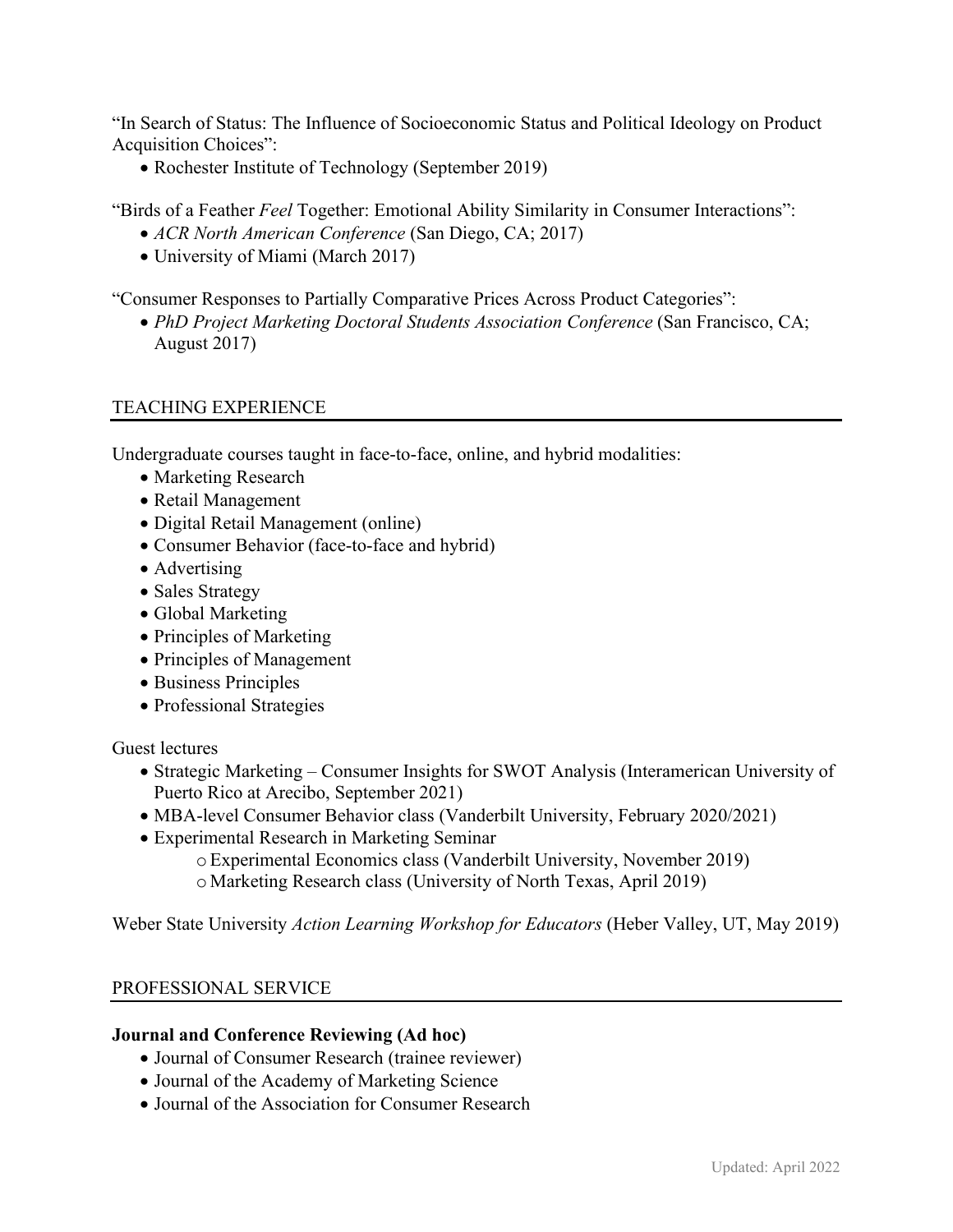"In Search of Status: The Influence of Socioeconomic Status and Political Ideology on Product Acquisition Choices":

- Rochester Institute of Technology (September 2019)

"Birds of a Feather *Feel* Together: Emotional Ability Similarity in Consumer Interactions":

- *ACR North American Conference* (San Diego, CA; 2017)
- University of Miami (March 2017)

"Consumer Responses to Partially Comparative Prices Across Product Categories":

- *PhD Project Marketing Doctoral Students Association Conference* (San Francisco, CA; August 2017)

## TEACHING EXPERIENCE

Undergraduate courses taught in face-to-face, online, and hybrid modalities:

- Marketing Research
- Retail Management
- Digital Retail Management (online)
- Consumer Behavior (face-to-face and hybrid)
- Advertising
- Sales Strategy
- Global Marketing
- Principles of Marketing
- Principles of Management
- Business Principles
- Professional Strategies

Guest lectures

- Strategic Marketing – Consumer Insights for SWOT Analysis (Interamerican University of Puerto Rico at Arecibo, September 2021)
- MBA-level Consumer Behavior class (Vanderbilt University, February 2020/2021)
- Experimental Research in Marketing Seminar
    - Experimental Economics class (Vanderbilt University, November 2019)
    - Marketing Research class (University of North Texas, April 2019)

Weber State University *Action Learning Workshop for Educators* (Heber Valley, UT, May 2019)

## PROFESSIONAL SERVICE

**Journal and Conference Reviewing (Ad hoc)**

- Journal of Consumer Research (trainee reviewer)
- Journal of the Academy of Marketing Science
- Journal of the Association for Consumer Research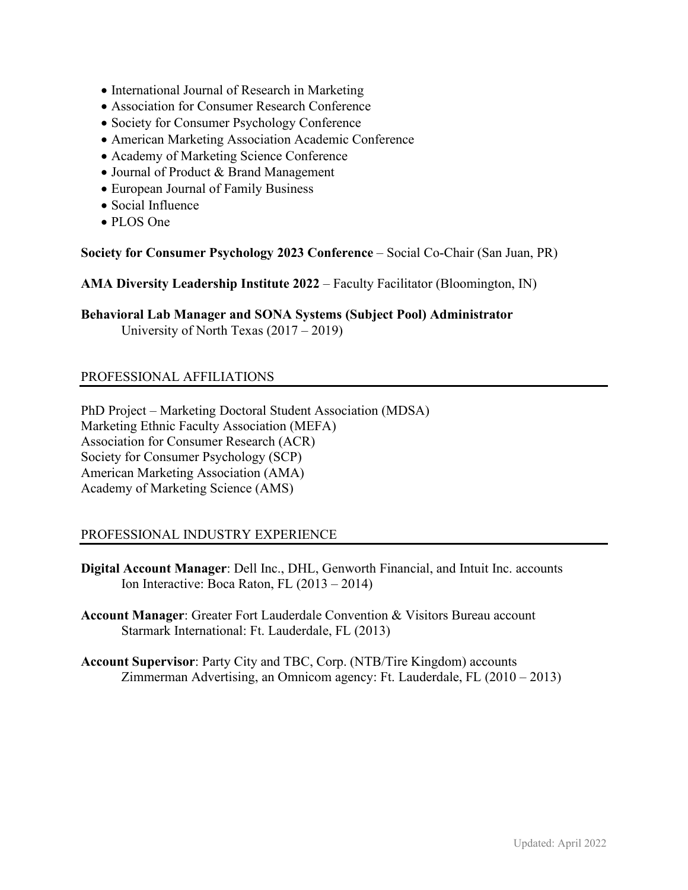- International Journal of Research in Marketing
- Association for Consumer Research Conference
- Society for Consumer Psychology Conference
- American Marketing Association Academic Conference
- Academy of Marketing Science Conference
- Journal of Product & Brand Management
- European Journal of Family Business
- Social Influence
- PLOS One

**Society for Consumer Psychology 2023 Conference** – Social Co-Chair (San Juan, PR)

**AMA Diversity Leadership Institute 2022** – Faculty Facilitator (Bloomington, IN)

**Behavioral Lab Manager and SONA Systems (Subject Pool) Administrator**
University of North Texas (2017 – 2019)

## PROFESSIONAL AFFILIATIONS

PhD Project – Marketing Doctoral Student Association (MDSA)
Marketing Ethnic Faculty Association (MEFA)
Association for Consumer Research (ACR)
Society for Consumer Psychology (SCP)
American Marketing Association (AMA)
Academy of Marketing Science (AMS)

## PROFESSIONAL INDUSTRY EXPERIENCE

**Digital Account Manager**: Dell Inc., DHL, Genworth Financial, and Intuit Inc. accounts
Ion Interactive: Boca Raton, FL (2013 – 2014)

**Account Manager**: Greater Fort Lauderdale Convention & Visitors Bureau account
Starmark International: Ft. Lauderdale, FL (2013)

**Account Supervisor**: Party City and TBC, Corp. (NTB/Tire Kingdom) accounts
Zimmerman Advertising, an Omnicom agency: Ft. Lauderdale, FL (2010 – 2013)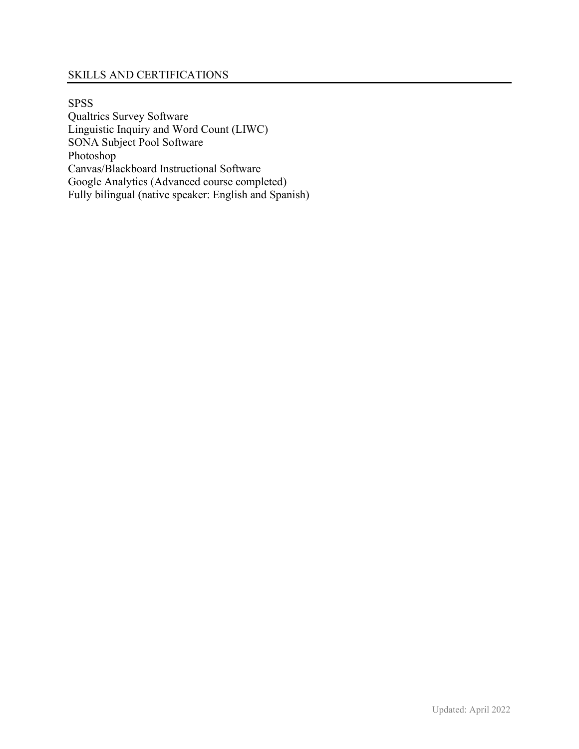## SKILLS AND CERTIFICATIONS

SPSS
Qualtrics Survey Software
Linguistic Inquiry and Word Count (LIWC)
SONA Subject Pool Software
Photoshop
Canvas/Blackboard Instructional Software
Google Analytics (Advanced course completed)
Fully bilingual (native speaker: English and Spanish)

Updated: April 2022